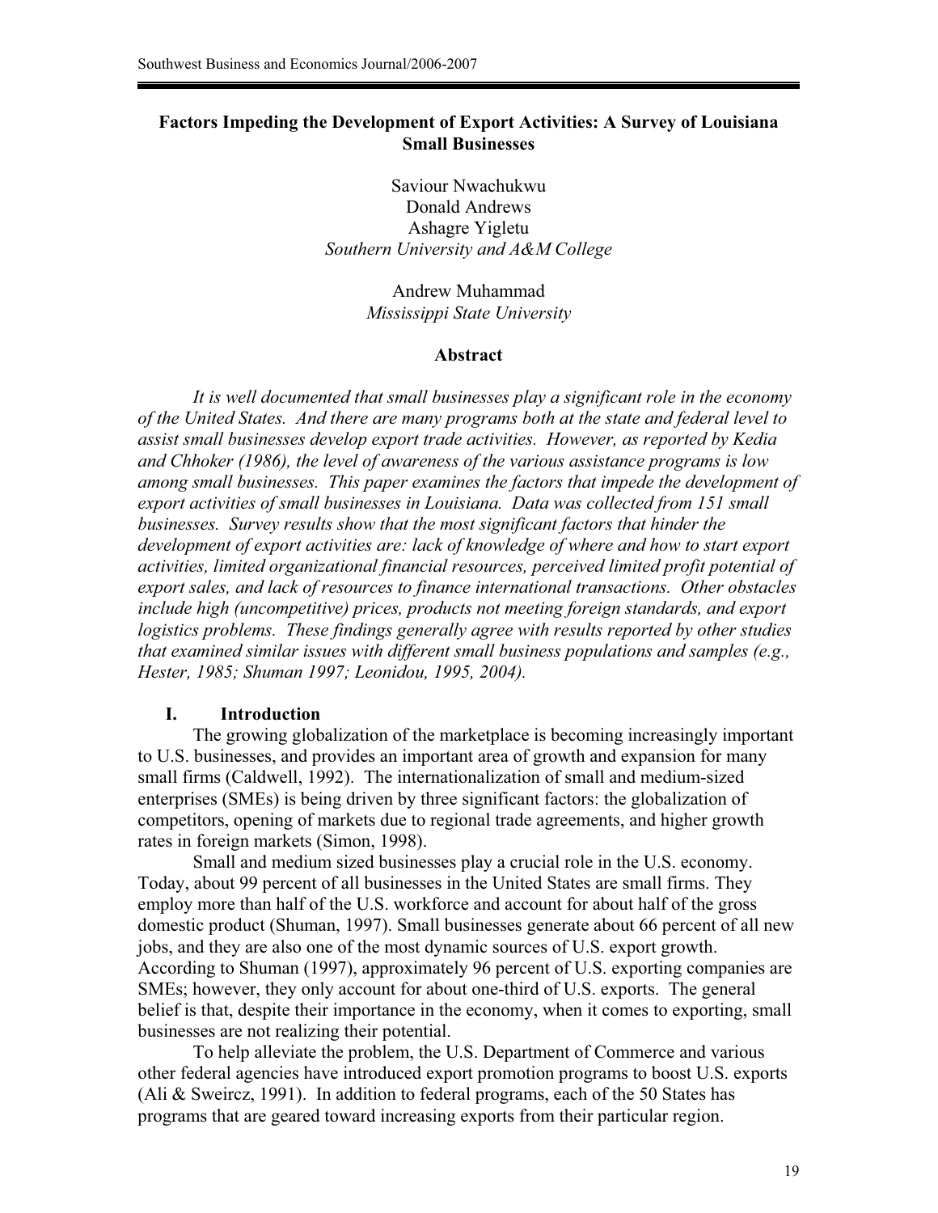# Factors Impeding the Development of Export Activities: A Survey of Louisiana Small Businesses

Saviour Nwachukwu
Donald Andrews
Ashagre Yigletu
*Southern University and A&M College*

Andrew Muhammad
*Mississippi State University*

## Abstract

*It is well documented that small businesses play a significant role in the economy of the United States. And there are many programs both at the state and federal level to assist small businesses develop export trade activities. However, as reported by Kedia and Chhoker (1986), the level of awareness of the various assistance programs is low among small businesses. This paper examines the factors that impede the development of export activities of small businesses in Louisiana. Data was collected from 151 small businesses. Survey results show that the most significant factors that hinder the development of export activities are: lack of knowledge of where and how to start export activities, limited organizational financial resources, perceived limited profit potential of export sales, and lack of resources to finance international transactions. Other obstacles include high (uncompetitive) prices, products not meeting foreign standards, and export logistics problems. These findings generally agree with results reported by other studies that examined similar issues with different small business populations and samples (e.g., Hester, 1985; Shuman 1997; Leonidou, 1995, 2004).*

## I. Introduction

The growing globalization of the marketplace is becoming increasingly important to U.S. businesses, and provides an important area of growth and expansion for many small firms (Caldwell, 1992). The internationalization of small and medium-sized enterprises (SMEs) is being driven by three significant factors: the globalization of competitors, opening of markets due to regional trade agreements, and higher growth rates in foreign markets (Simon, 1998).

Small and medium sized businesses play a crucial role in the U.S. economy. Today, about 99 percent of all businesses in the United States are small firms. They employ more than half of the U.S. workforce and account for about half of the gross domestic product (Shuman, 1997). Small businesses generate about 66 percent of all new jobs, and they are also one of the most dynamic sources of U.S. export growth. According to Shuman (1997), approximately 96 percent of U.S. exporting companies are SMEs; however, they only account for about one-third of U.S. exports. The general belief is that, despite their importance in the economy, when it comes to exporting, small businesses are not realizing their potential.

To help alleviate the problem, the U.S. Department of Commerce and various other federal agencies have introduced export promotion programs to boost U.S. exports (Ali & Sweircz, 1991). In addition to federal programs, each of the 50 States has programs that are geared toward increasing exports from their particular region.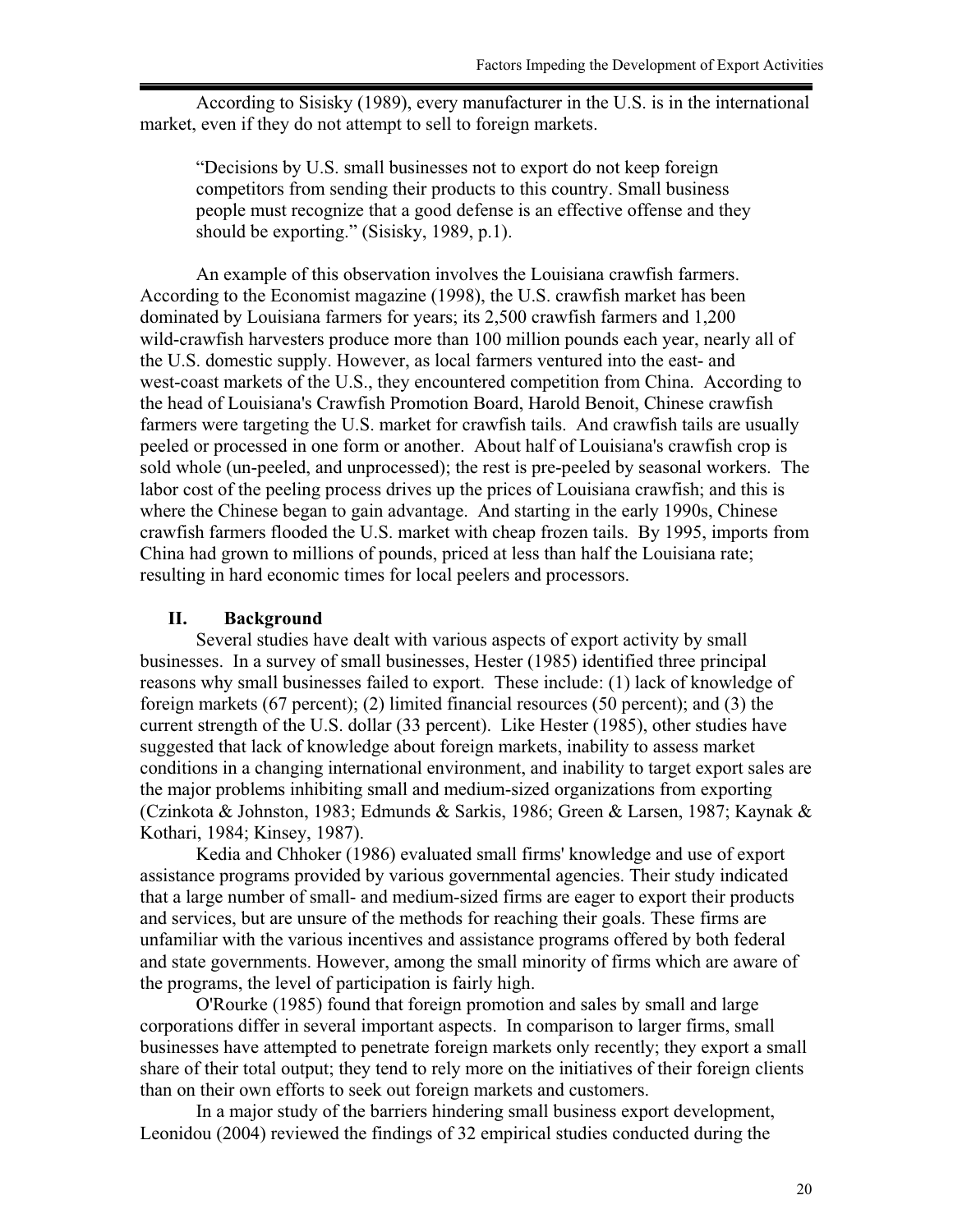According to Sisisky (1989), every manufacturer in the U.S. is in the international market, even if they do not attempt to sell to foreign markets.

> "Decisions by U.S. small businesses not to export do not keep foreign competitors from sending their products to this country. Small business people must recognize that a good defense is an effective offense and they should be exporting." (Sisisky, 1989, p.1).

An example of this observation involves the Louisiana crawfish farmers. According to the Economist magazine (1998), the U.S. crawfish market has been dominated by Louisiana farmers for years; its 2,500 crawfish farmers and 1,200 wild-crawfish harvesters produce more than 100 million pounds each year, nearly all of the U.S. domestic supply. However, as local farmers ventured into the east- and west-coast markets of the U.S., they encountered competition from China. According to the head of Louisiana's Crawfish Promotion Board, Harold Benoit, Chinese crawfish farmers were targeting the U.S. market for crawfish tails. And crawfish tails are usually peeled or processed in one form or another. About half of Louisiana's crawfish crop is sold whole (un-peeled, and unprocessed); the rest is pre-peeled by seasonal workers. The labor cost of the peeling process drives up the prices of Louisiana crawfish; and this is where the Chinese began to gain advantage. And starting in the early 1990s, Chinese crawfish farmers flooded the U.S. market with cheap frozen tails. By 1995, imports from China had grown to millions of pounds, priced at less than half the Louisiana rate; resulting in hard economic times for local peelers and processors.

## II. Background

Several studies have dealt with various aspects of export activity by small businesses. In a survey of small businesses, Hester (1985) identified three principal reasons why small businesses failed to export. These include: (1) lack of knowledge of foreign markets (67 percent); (2) limited financial resources (50 percent); and (3) the current strength of the U.S. dollar (33 percent). Like Hester (1985), other studies have suggested that lack of knowledge about foreign markets, inability to assess market conditions in a changing international environment, and inability to target export sales are the major problems inhibiting small and medium-sized organizations from exporting (Czinkota & Johnston, 1983; Edmunds & Sarkis, 1986; Green & Larsen, 1987; Kaynak & Kothari, 1984; Kinsey, 1987).

Kedia and Chhoker (1986) evaluated small firms' knowledge and use of export assistance programs provided by various governmental agencies. Their study indicated that a large number of small- and medium-sized firms are eager to export their products and services, but are unsure of the methods for reaching their goals. These firms are unfamiliar with the various incentives and assistance programs offered by both federal and state governments. However, among the small minority of firms which are aware of the programs, the level of participation is fairly high.

O'Rourke (1985) found that foreign promotion and sales by small and large corporations differ in several important aspects. In comparison to larger firms, small businesses have attempted to penetrate foreign markets only recently; they export a small share of their total output; they tend to rely more on the initiatives of their foreign clients than on their own efforts to seek out foreign markets and customers.

In a major study of the barriers hindering small business export development, Leonidou (2004) reviewed the findings of 32 empirical studies conducted during the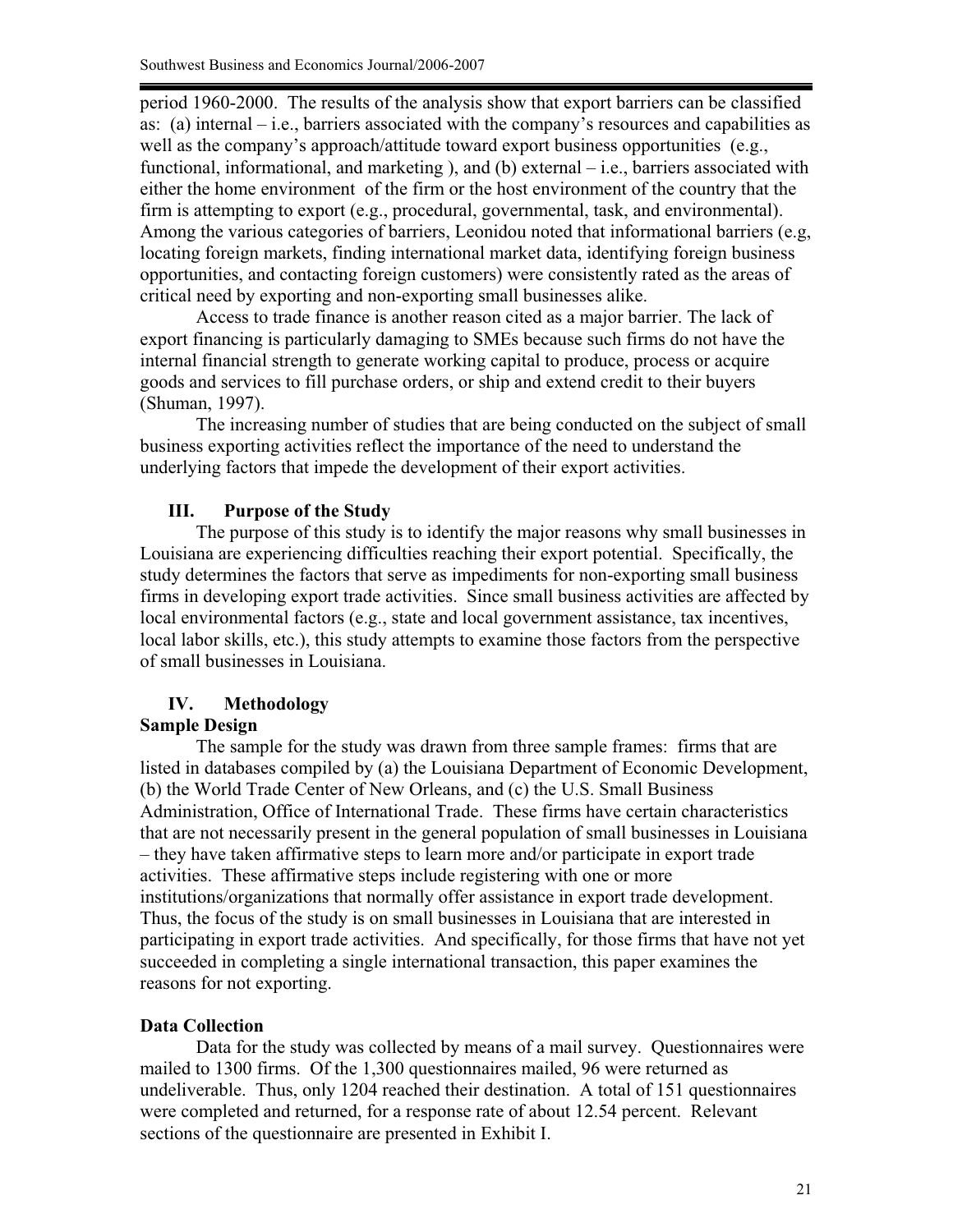period 1960-2000. The results of the analysis show that export barriers can be classified as: (a) internal – i.e., barriers associated with the company's resources and capabilities as well as the company's approach/attitude toward export business opportunities (e.g., functional, informational, and marketing ), and (b) external – i.e., barriers associated with either the home environment of the firm or the host environment of the country that the firm is attempting to export (e.g., procedural, governmental, task, and environmental). Among the various categories of barriers, Leonidou noted that informational barriers (e.g, locating foreign markets, finding international market data, identifying foreign business opportunities, and contacting foreign customers) were consistently rated as the areas of critical need by exporting and non-exporting small businesses alike.

Access to trade finance is another reason cited as a major barrier. The lack of export financing is particularly damaging to SMEs because such firms do not have the internal financial strength to generate working capital to produce, process or acquire goods and services to fill purchase orders, or ship and extend credit to their buyers (Shuman, 1997).

The increasing number of studies that are being conducted on the subject of small business exporting activities reflect the importance of the need to understand the underlying factors that impede the development of their export activities.

## III. Purpose of the Study

The purpose of this study is to identify the major reasons why small businesses in Louisiana are experiencing difficulties reaching their export potential. Specifically, the study determines the factors that serve as impediments for non-exporting small business firms in developing export trade activities. Since small business activities are affected by local environmental factors (e.g., state and local government assistance, tax incentives, local labor skills, etc.), this study attempts to examine those factors from the perspective of small businesses in Louisiana.

## IV. Methodology

### Sample Design

The sample for the study was drawn from three sample frames: firms that are listed in databases compiled by (a) the Louisiana Department of Economic Development, (b) the World Trade Center of New Orleans, and (c) the U.S. Small Business Administration, Office of International Trade. These firms have certain characteristics that are not necessarily present in the general population of small businesses in Louisiana – they have taken affirmative steps to learn more and/or participate in export trade activities. These affirmative steps include registering with one or more institutions/organizations that normally offer assistance in export trade development. Thus, the focus of the study is on small businesses in Louisiana that are interested in participating in export trade activities. And specifically, for those firms that have not yet succeeded in completing a single international transaction, this paper examines the reasons for not exporting.

### Data Collection

Data for the study was collected by means of a mail survey. Questionnaires were mailed to 1300 firms. Of the 1,300 questionnaires mailed, 96 were returned as undeliverable. Thus, only 1204 reached their destination. A total of 151 questionnaires were completed and returned, for a response rate of about 12.54 percent. Relevant sections of the questionnaire are presented in Exhibit I.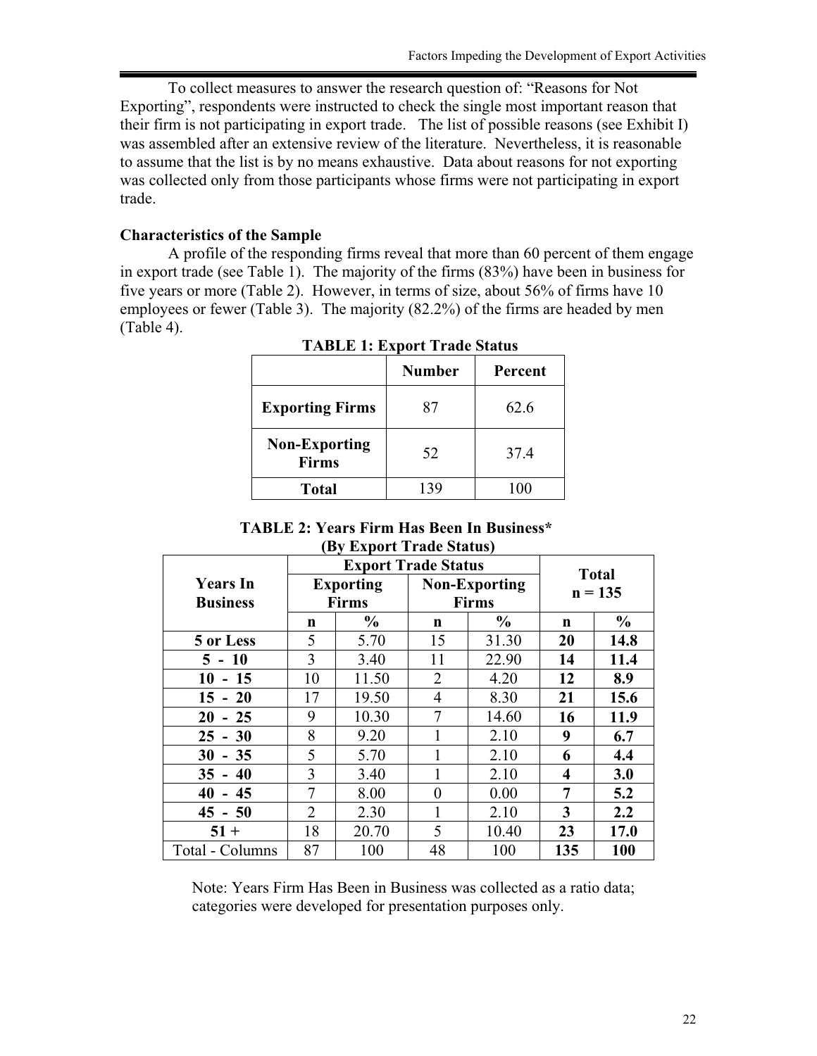To collect measures to answer the research question of: “Reasons for Not Exporting”, respondents were instructed to check the single most important reason that their firm is not participating in export trade. The list of possible reasons (see Exhibit I) was assembled after an extensive review of the literature. Nevertheless, it is reasonable to assume that the list is by no means exhaustive. Data about reasons for not exporting was collected only from those participants whose firms were not participating in export trade.

**Characteristics of the Sample**

A profile of the responding firms reveal that more than 60 percent of them engage in export trade (see Table 1). The majority of the firms (83%) have been in business for five years or more (Table 2). However, in terms of size, about 56% of firms have 10 employees or fewer (Table 3). The majority (82.2%) of the firms are headed by men (Table 4).

**TABLE 1: Export Trade Status**

| | Number | Percent |
|---|---|---|
| **Exporting Firms** | 87 | 62.6 |
| **Non-Exporting Firms** | 52 | 37.4 |
| **Total** | 139 | 100 |

**TABLE 2: Years Firm Has Been In Business\***
**(By Export Trade Status)**

| **Years In Business** | **Export Trade Status** | | | | **Total n = 135** | |
|---|---|---|---|---|---|---|
| | **Exporting Firms** | | **Non-Exporting Firms** | | | |
| | **n** | **%** | **n** | **%** | **n** | **%** |
| **5 or Less** | 5 | 5.70 | 15 | 31.30 | **20** | **14.8** |
| **5 - 10** | 3 | 3.40 | 11 | 22.90 | **14** | **11.4** |
| **10 - 15** | 10 | 11.50 | 2 | 4.20 | **12** | **8.9** |
| **15 - 20** | 17 | 19.50 | 4 | 8.30 | **21** | **15.6** |
| **20 - 25** | 9 | 10.30 | 7 | 14.60 | **16** | **11.9** |
| **25 - 30** | 8 | 9.20 | 1 | 2.10 | **9** | **6.7** |
| **30 - 35** | 5 | 5.70 | 1 | 2.10 | **6** | **4.4** |
| **35 - 40** | 3 | 3.40 | 1 | 2.10 | **4** | **3.0** |
| **40 - 45** | 7 | 8.00 | 0 | 0.00 | **7** | **5.2** |
| **45 - 50** | 2 | 2.30 | 1 | 2.10 | **3** | **2.2** |
| **51 +** | 18 | 20.70 | 5 | 10.40 | **23** | **17.0** |
| Total - Columns | 87 | 100 | 48 | 100 | **135** | **100** |

Note: Years Firm Has Been in Business was collected as a ratio data; categories were developed for presentation purposes only.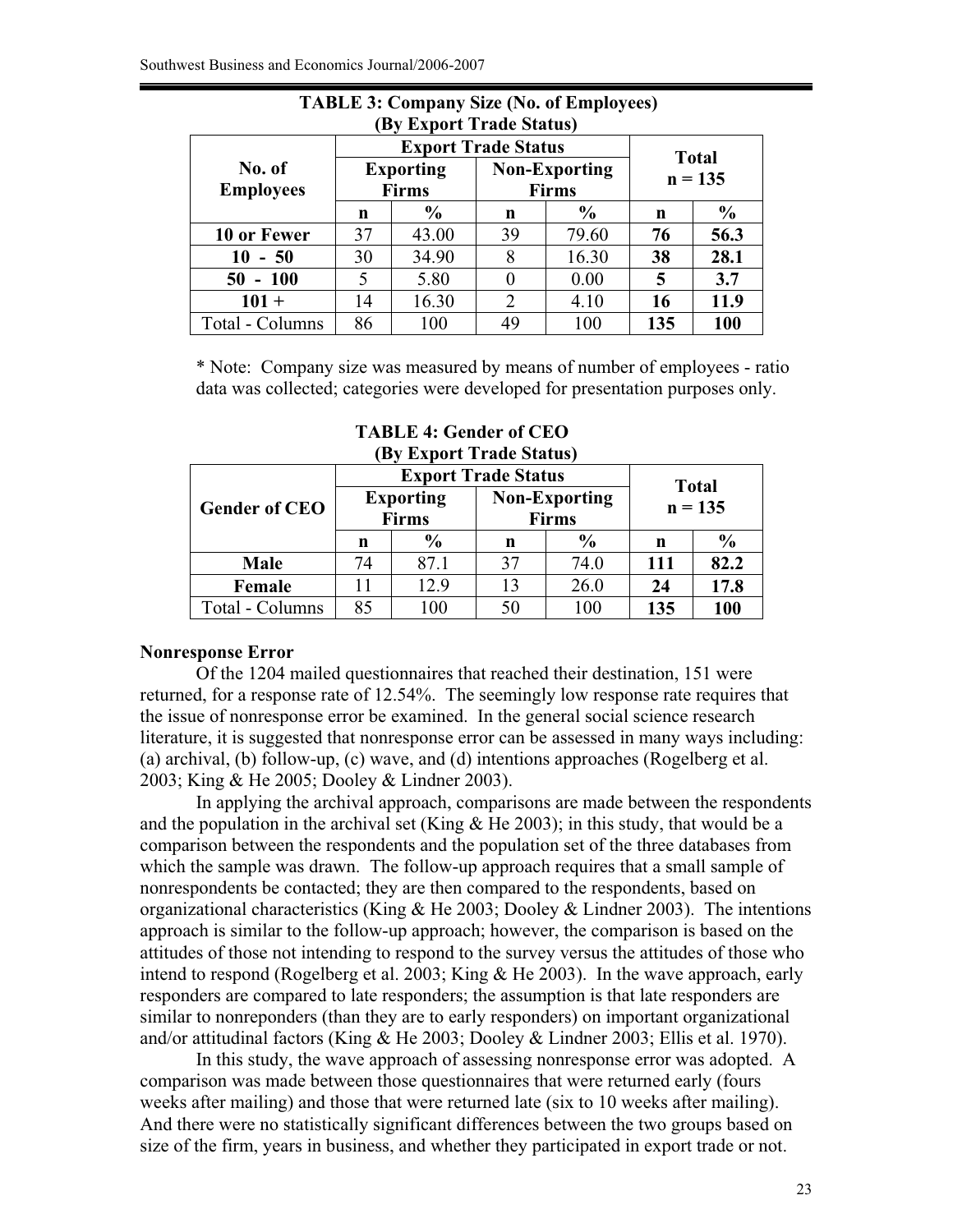**TABLE 3: Company Size (No. of Employees) (By Export Trade Status)**

| No. of Employees | Export Trade Status | | | | Total n = 135 | |
|---|---|---|---|---|---|---|
| | Exporting Firms | | Non-Exporting Firms | | | |
| | n | % | n | % | n | % |
| **10 or Fewer** | 37 | 43.00 | 39 | 79.60 | **76** | **56.3** |
| **10 - 50** | 30 | 34.90 | 8 | 16.30 | **38** | **28.1** |
| **50 - 100** | 5 | 5.80 | 0 | 0.00 | **5** | **3.7** |
| **101 +** | 14 | 16.30 | 2 | 4.10 | **16** | **11.9** |
| Total - Columns | 86 | 100 | 49 | 100 | **135** | **100** |

* Note: Company size was measured by means of number of employees - ratio data was collected; categories were developed for presentation purposes only.

**TABLE 4: Gender of CEO (By Export Trade Status)**

| Gender of CEO | Export Trade Status | | | | Total n = 135 | |
|---|---|---|---|---|---|---|
| | Exporting Firms | | Non-Exporting Firms | | | |
| | n | % | n | % | n | % |
| **Male** | 74 | 87.1 | 37 | 74.0 | **111** | **82.2** |
| **Female** | 11 | 12.9 | 13 | 26.0 | **24** | **17.8** |
| Total - Columns | 85 | 100 | 50 | 100 | **135** | **100** |

**Nonresponse Error**

Of the 1204 mailed questionnaires that reached their destination, 151 were returned, for a response rate of 12.54%. The seemingly low response rate requires that the issue of nonresponse error be examined. In the general social science research literature, it is suggested that nonresponse error can be assessed in many ways including: (a) archival, (b) follow-up, (c) wave, and (d) intentions approaches (Rogelberg et al. 2003; King & He 2005; Dooley & Lindner 2003).

In applying the archival approach, comparisons are made between the respondents and the population in the archival set (King & He 2003); in this study, that would be a comparison between the respondents and the population set of the three databases from which the sample was drawn. The follow-up approach requires that a small sample of nonrespondents be contacted; they are then compared to the respondents, based on organizational characteristics (King & He 2003; Dooley & Lindner 2003). The intentions approach is similar to the follow-up approach; however, the comparison is based on the attitudes of those not intending to respond to the survey versus the attitudes of those who intend to respond (Rogelberg et al. 2003; King & He 2003). In the wave approach, early responders are compared to late responders; the assumption is that late responders are similar to nonreponders (than they are to early responders) on important organizational and/or attitudinal factors (King & He 2003; Dooley & Lindner 2003; Ellis et al. 1970).

In this study, the wave approach of assessing nonresponse error was adopted. A comparison was made between those questionnaires that were returned early (fours weeks after mailing) and those that were returned late (six to 10 weeks after mailing). And there were no statistically significant differences between the two groups based on size of the firm, years in business, and whether they participated in export trade or not.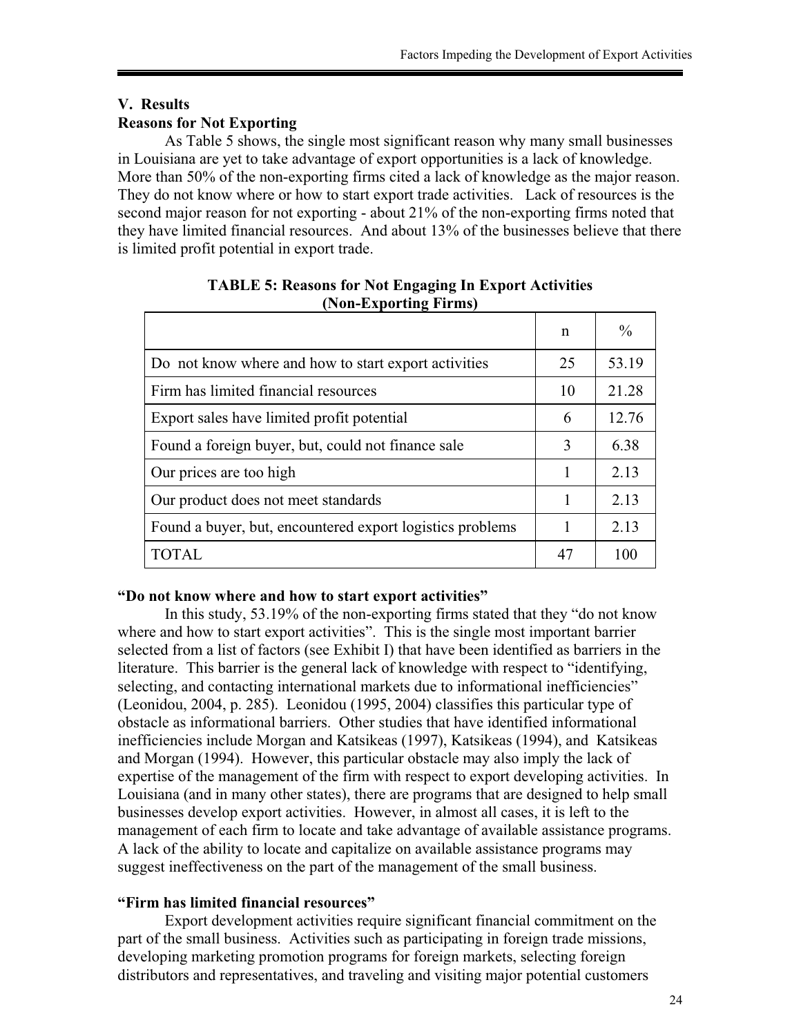## V. Results

### Reasons for Not Exporting

As Table 5 shows, the single most significant reason why many small businesses in Louisiana are yet to take advantage of export opportunities is a lack of knowledge. More than 50% of the non-exporting firms cited a lack of knowledge as the major reason. They do not know where or how to start export trade activities. Lack of resources is the second major reason for not exporting - about 21% of the non-exporting firms noted that they have limited financial resources. And about 13% of the businesses believe that there is limited profit potential in export trade.

**TABLE 5: Reasons for Not Engaging In Export Activities (Non-Exporting Firms)**

| | n | % |
|---|---|---|
| Do not know where and how to start export activities | 25 | 53.19 |
| Firm has limited financial resources | 10 | 21.28 |
| Export sales have limited profit potential | 6 | 12.76 |
| Found a foreign buyer, but, could not finance sale | 3 | 6.38 |
| Our prices are too high | 1 | 2.13 |
| Our product does not meet standards | 1 | 2.13 |
| Found a buyer, but, encountered export logistics problems | 1 | 2.13 |
| TOTAL | 47 | 100 |

**"Do not know where and how to start export activities"**

In this study, 53.19% of the non-exporting firms stated that they "do not know where and how to start export activities". This is the single most important barrier selected from a list of factors (see Exhibit I) that have been identified as barriers in the literature. This barrier is the general lack of knowledge with respect to "identifying, selecting, and contacting international markets due to informational inefficiencies" (Leonidou, 2004, p. 285). Leonidou (1995, 2004) classifies this particular type of obstacle as informational barriers. Other studies that have identified informational inefficiencies include Morgan and Katsikeas (1997), Katsikeas (1994), and Katsikeas and Morgan (1994). However, this particular obstacle may also imply the lack of expertise of the management of the firm with respect to export developing activities. In Louisiana (and in many other states), there are programs that are designed to help small businesses develop export activities. However, in almost all cases, it is left to the management of each firm to locate and take advantage of available assistance programs. A lack of the ability to locate and capitalize on available assistance programs may suggest ineffectiveness on the part of the management of the small business.

**"Firm has limited financial resources"**

Export development activities require significant financial commitment on the part of the small business. Activities such as participating in foreign trade missions, developing marketing promotion programs for foreign markets, selecting foreign distributors and representatives, and traveling and visiting major potential customers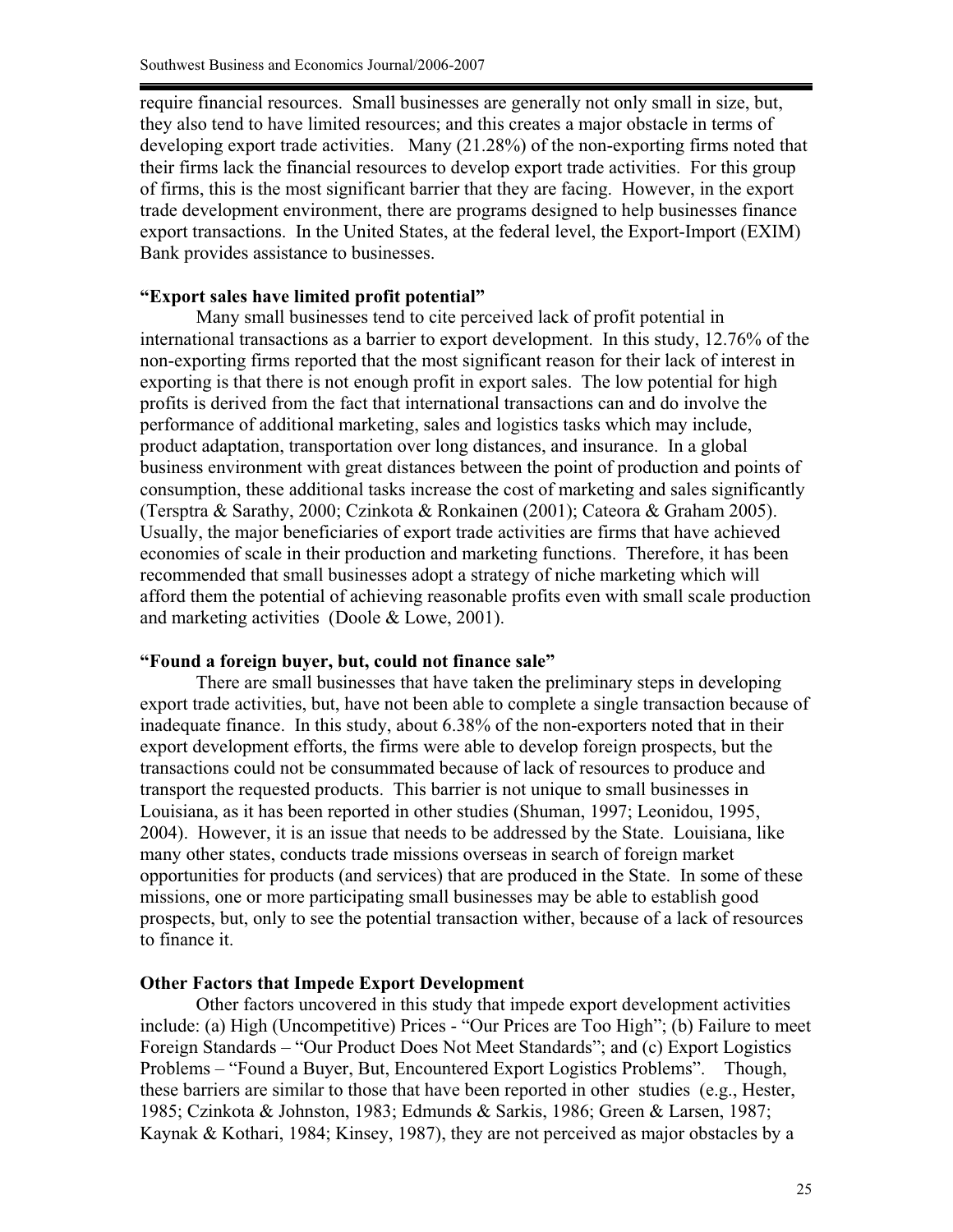require financial resources. Small businesses are generally not only small in size, but, they also tend to have limited resources; and this creates a major obstacle in terms of developing export trade activities. Many (21.28%) of the non-exporting firms noted that their firms lack the financial resources to develop export trade activities. For this group of firms, this is the most significant barrier that they are facing. However, in the export trade development environment, there are programs designed to help businesses finance export transactions. In the United States, at the federal level, the Export-Import (EXIM) Bank provides assistance to businesses.

**"Export sales have limited profit potential"**

Many small businesses tend to cite perceived lack of profit potential in international transactions as a barrier to export development. In this study, 12.76% of the non-exporting firms reported that the most significant reason for their lack of interest in exporting is that there is not enough profit in export sales. The low potential for high profits is derived from the fact that international transactions can and do involve the performance of additional marketing, sales and logistics tasks which may include, product adaptation, transportation over long distances, and insurance. In a global business environment with great distances between the point of production and points of consumption, these additional tasks increase the cost of marketing and sales significantly (Tersptra & Sarathy, 2000; Czinkota & Ronkainen (2001); Cateora & Graham 2005). Usually, the major beneficiaries of export trade activities are firms that have achieved economies of scale in their production and marketing functions. Therefore, it has been recommended that small businesses adopt a strategy of niche marketing which will afford them the potential of achieving reasonable profits even with small scale production and marketing activities (Doole & Lowe, 2001).

**"Found a foreign buyer, but, could not finance sale"**

There are small businesses that have taken the preliminary steps in developing export trade activities, but, have not been able to complete a single transaction because of inadequate finance. In this study, about 6.38% of the non-exporters noted that in their export development efforts, the firms were able to develop foreign prospects, but the transactions could not be consummated because of lack of resources to produce and transport the requested products. This barrier is not unique to small businesses in Louisiana, as it has been reported in other studies (Shuman, 1997; Leonidou, 1995, 2004). However, it is an issue that needs to be addressed by the State. Louisiana, like many other states, conducts trade missions overseas in search of foreign market opportunities for products (and services) that are produced in the State. In some of these missions, one or more participating small businesses may be able to establish good prospects, but, only to see the potential transaction wither, because of a lack of resources to finance it.

**Other Factors that Impede Export Development**

Other factors uncovered in this study that impede export development activities include: (a) High (Uncompetitive) Prices - "Our Prices are Too High"; (b) Failure to meet Foreign Standards – "Our Product Does Not Meet Standards"; and (c) Export Logistics Problems – "Found a Buyer, But, Encountered Export Logistics Problems". Though, these barriers are similar to those that have been reported in other studies (e.g., Hester, 1985; Czinkota & Johnston, 1983; Edmunds & Sarkis, 1986; Green & Larsen, 1987; Kaynak & Kothari, 1984; Kinsey, 1987), they are not perceived as major obstacles by a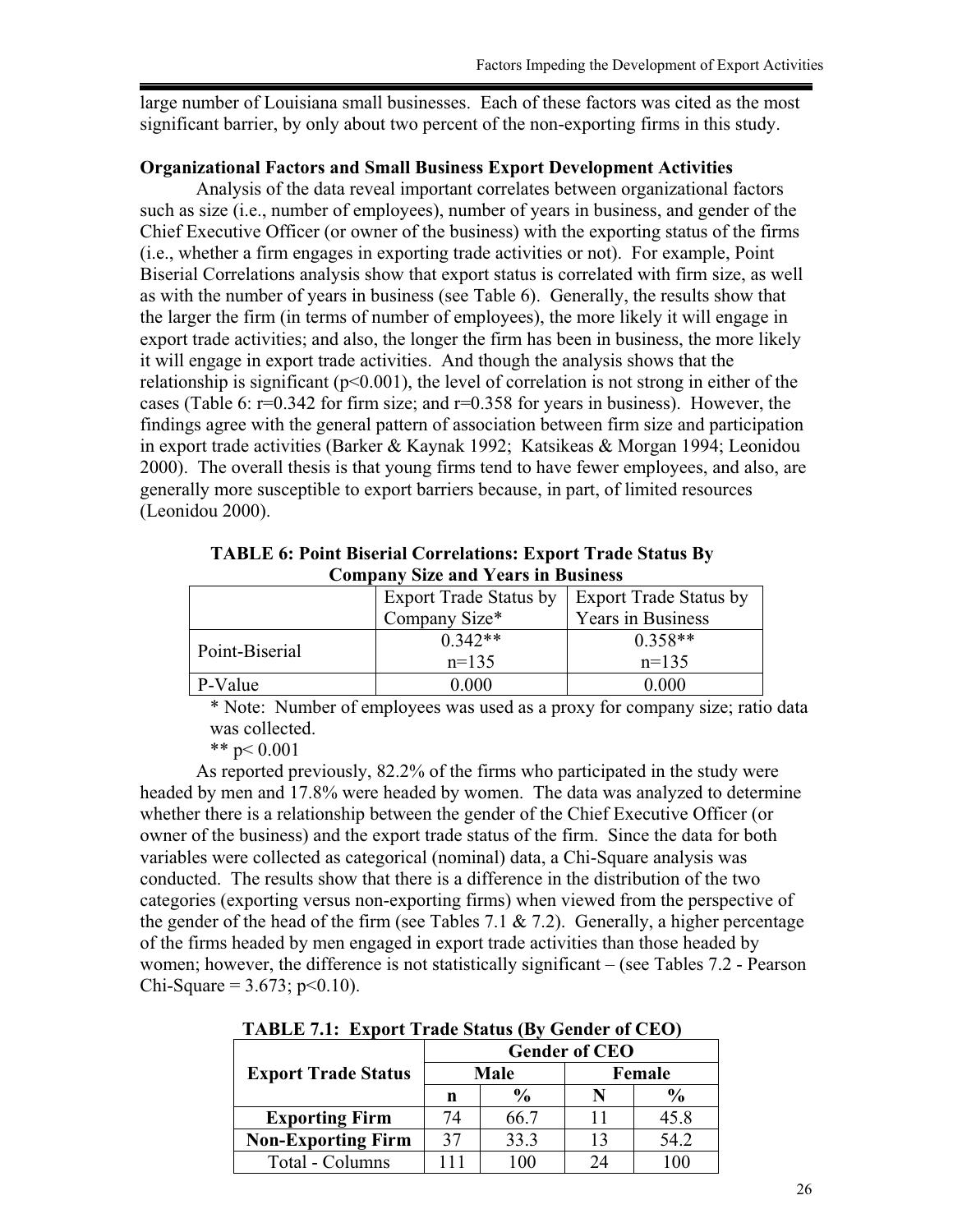large number of Louisiana small businesses. Each of these factors was cited as the most significant barrier, by only about two percent of the non-exporting firms in this study.

**Organizational Factors and Small Business Export Development Activities**

Analysis of the data reveal important correlates between organizational factors such as size (i.e., number of employees), number of years in business, and gender of the Chief Executive Officer (or owner of the business) with the exporting status of the firms (i.e., whether a firm engages in exporting trade activities or not). For example, Point Biserial Correlations analysis show that export status is correlated with firm size, as well as with the number of years in business (see Table 6). Generally, the results show that the larger the firm (in terms of number of employees), the more likely it will engage in export trade activities; and also, the longer the firm has been in business, the more likely it will engage in export trade activities. And though the analysis shows that the relationship is significant ($p<0.001$), the level of correlation is not strong in either of the cases (Table 6: $r=0.342$ for firm size; and $r=0.358$ for years in business). However, the findings agree with the general pattern of association between firm size and participation in export trade activities (Barker & Kaynak 1992; Katsikeas & Morgan 1994; Leonidou 2000). The overall thesis is that young firms tend to have fewer employees, and also, are generally more susceptible to export barriers because, in part, of limited resources (Leonidou 2000).

**TABLE 6: Point Biserial Correlations: Export Trade Status By Company Size and Years in Business**

| | Export Trade Status by Company Size* | Export Trade Status by Years in Business |
|---|---|---|
| Point-Biserial | 0.342** n=135 | 0.358** n=135 |
| P-Value | 0.000 | 0.000 |

\* Note: Number of employees was used as a proxy for company size; ratio data was collected.

\*\* $p< 0.001$

As reported previously, 82.2% of the firms who participated in the study were headed by men and 17.8% were headed by women. The data was analyzed to determine whether there is a relationship between the gender of the Chief Executive Officer (or owner of the business) and the export trade status of the firm. Since the data for both variables were collected as categorical (nominal) data, a Chi-Square analysis was conducted. The results show that there is a difference in the distribution of the two categories (exporting versus non-exporting firms) when viewed from the perspective of the gender of the head of the firm (see Tables 7.1 & 7.2). Generally, a higher percentage of the firms headed by men engaged in export trade activities than those headed by women; however, the difference is not statistically significant – (see Tables 7.2 - Pearson Chi-Square = 3.673; $p<0.10$).

**TABLE 7.1: Export Trade Status (By Gender of CEO)**

| Export Trade Status | Gender of CEO | | | |
|---|---|---|---|---|
| | Male | | Female | |
| | n | % | N | % |
| **Exporting Firm** | 74 | 66.7 | 11 | 45.8 |
| **Non-Exporting Firm** | 37 | 33.3 | 13 | 54.2 |
| Total - Columns | 111 | 100 | 24 | 100 |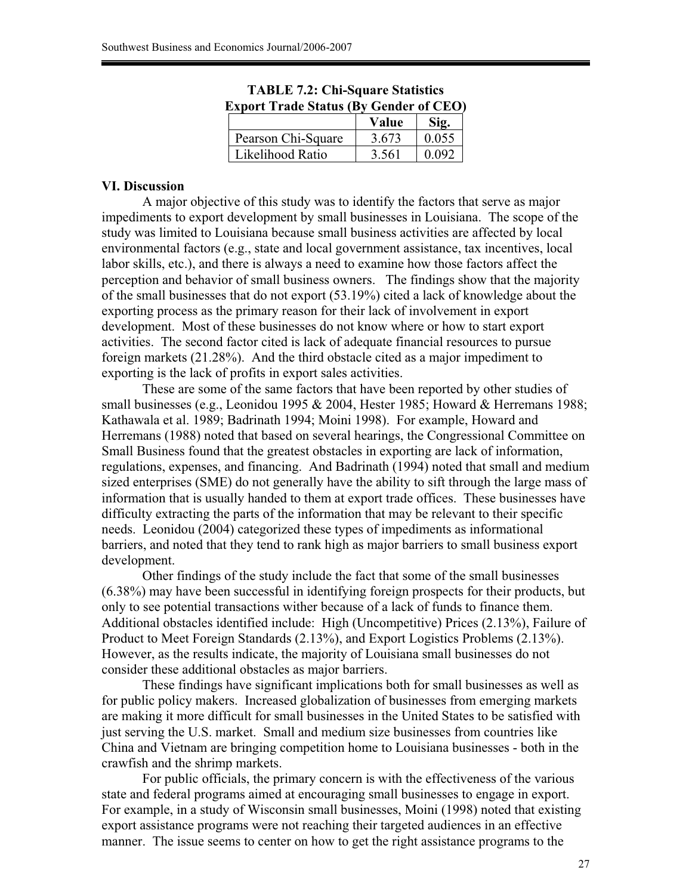**TABLE 7.2: Chi-Square Statistics Export Trade Status (By Gender of CEO)**

| | Value | Sig. |
|---|---|---|
| Pearson Chi-Square | 3.673 | 0.055 |
| Likelihood Ratio | 3.561 | 0.092 |

**VI. Discussion**

A major objective of this study was to identify the factors that serve as major impediments to export development by small businesses in Louisiana. The scope of the study was limited to Louisiana because small business activities are affected by local environmental factors (e.g., state and local government assistance, tax incentives, local labor skills, etc.), and there is always a need to examine how those factors affect the perception and behavior of small business owners. The findings show that the majority of the small businesses that do not export (53.19%) cited a lack of knowledge about the exporting process as the primary reason for their lack of involvement in export development. Most of these businesses do not know where or how to start export activities. The second factor cited is lack of adequate financial resources to pursue foreign markets (21.28%). And the third obstacle cited as a major impediment to exporting is the lack of profits in export sales activities.

These are some of the same factors that have been reported by other studies of small businesses (e.g., Leonidou 1995 & 2004, Hester 1985; Howard & Herremans 1988; Kathawala et al. 1989; Badrinath 1994; Moini 1998). For example, Howard and Herremans (1988) noted that based on several hearings, the Congressional Committee on Small Business found that the greatest obstacles in exporting are lack of information, regulations, expenses, and financing. And Badrinath (1994) noted that small and medium sized enterprises (SME) do not generally have the ability to sift through the large mass of information that is usually handed to them at export trade offices. These businesses have difficulty extracting the parts of the information that may be relevant to their specific needs. Leonidou (2004) categorized these types of impediments as informational barriers, and noted that they tend to rank high as major barriers to small business export development.

Other findings of the study include the fact that some of the small businesses (6.38%) may have been successful in identifying foreign prospects for their products, but only to see potential transactions wither because of a lack of funds to finance them. Additional obstacles identified include: High (Uncompetitive) Prices (2.13%), Failure of Product to Meet Foreign Standards (2.13%), and Export Logistics Problems (2.13%). However, as the results indicate, the majority of Louisiana small businesses do not consider these additional obstacles as major barriers.

These findings have significant implications both for small businesses as well as for public policy makers. Increased globalization of businesses from emerging markets are making it more difficult for small businesses in the United States to be satisfied with just serving the U.S. market. Small and medium size businesses from countries like China and Vietnam are bringing competition home to Louisiana businesses - both in the crawfish and the shrimp markets.

For public officials, the primary concern is with the effectiveness of the various state and federal programs aimed at encouraging small businesses to engage in export. For example, in a study of Wisconsin small businesses, Moini (1998) noted that existing export assistance programs were not reaching their targeted audiences in an effective manner. The issue seems to center on how to get the right assistance programs to the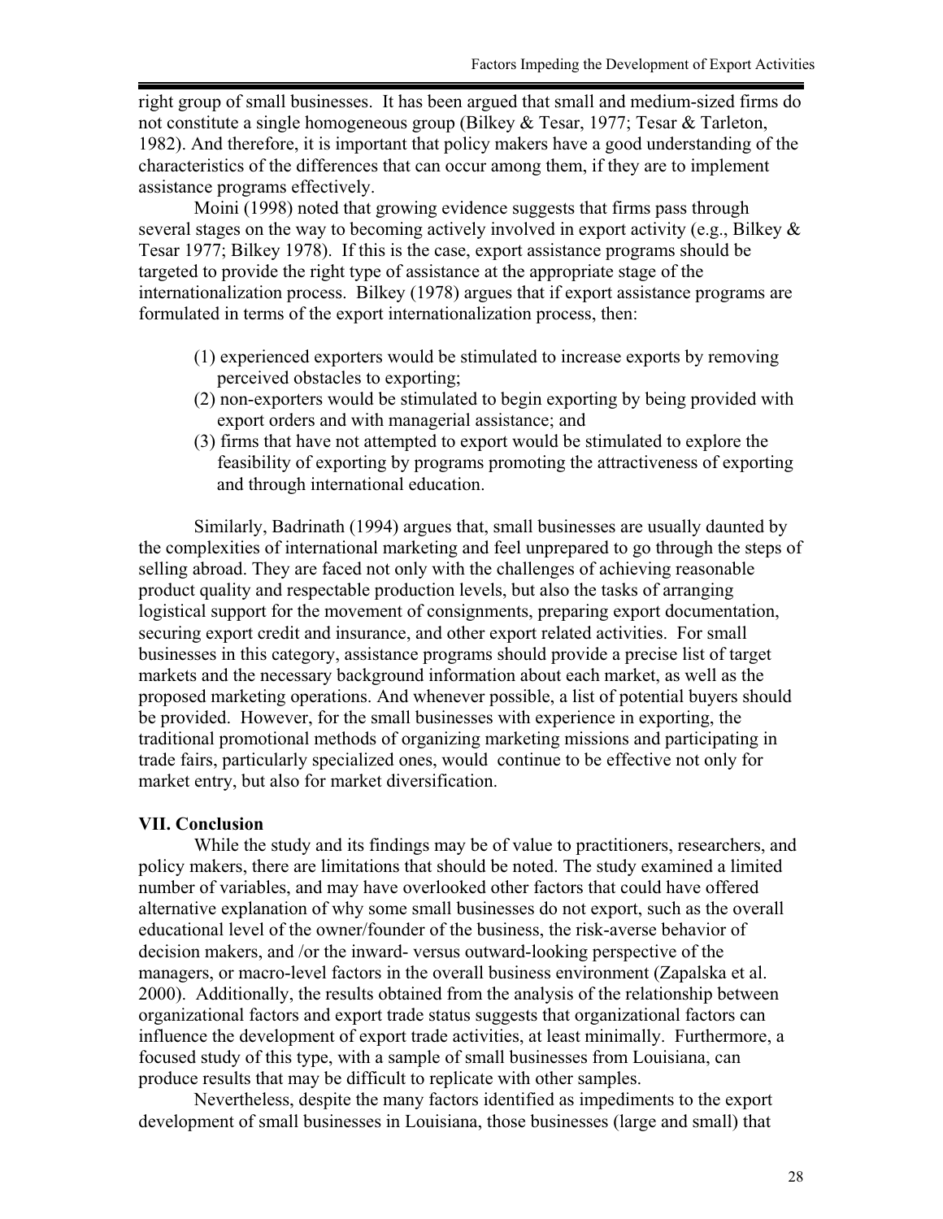right group of small businesses. It has been argued that small and medium-sized firms do not constitute a single homogeneous group (Bilkey & Tesar, 1977; Tesar & Tarleton, 1982). And therefore, it is important that policy makers have a good understanding of the characteristics of the differences that can occur among them, if they are to implement assistance programs effectively.

Moini (1998) noted that growing evidence suggests that firms pass through several stages on the way to becoming actively involved in export activity (e.g., Bilkey & Tesar 1977; Bilkey 1978). If this is the case, export assistance programs should be targeted to provide the right type of assistance at the appropriate stage of the internationalization process. Bilkey (1978) argues that if export assistance programs are formulated in terms of the export internationalization process, then:

(1) experienced exporters would be stimulated to increase exports by removing perceived obstacles to exporting;
(2) non-exporters would be stimulated to begin exporting by being provided with export orders and with managerial assistance; and
(3) firms that have not attempted to export would be stimulated to explore the feasibility of exporting by programs promoting the attractiveness of exporting and through international education.

Similarly, Badrinath (1994) argues that, small businesses are usually daunted by the complexities of international marketing and feel unprepared to go through the steps of selling abroad. They are faced not only with the challenges of achieving reasonable product quality and respectable production levels, but also the tasks of arranging logistical support for the movement of consignments, preparing export documentation, securing export credit and insurance, and other export related activities. For small businesses in this category, assistance programs should provide a precise list of target markets and the necessary background information about each market, as well as the proposed marketing operations. And whenever possible, a list of potential buyers should be provided. However, for the small businesses with experience in exporting, the traditional promotional methods of organizing marketing missions and participating in trade fairs, particularly specialized ones, would continue to be effective not only for market entry, but also for market diversification.

## VII. Conclusion

While the study and its findings may be of value to practitioners, researchers, and policy makers, there are limitations that should be noted. The study examined a limited number of variables, and may have overlooked other factors that could have offered alternative explanation of why some small businesses do not export, such as the overall educational level of the owner/founder of the business, the risk-averse behavior of decision makers, and /or the inward- versus outward-looking perspective of the managers, or macro-level factors in the overall business environment (Zapalska et al. 2000). Additionally, the results obtained from the analysis of the relationship between organizational factors and export trade status suggests that organizational factors can influence the development of export trade activities, at least minimally. Furthermore, a focused study of this type, with a sample of small businesses from Louisiana, can produce results that may be difficult to replicate with other samples.

Nevertheless, despite the many factors identified as impediments to the export development of small businesses in Louisiana, those businesses (large and small) that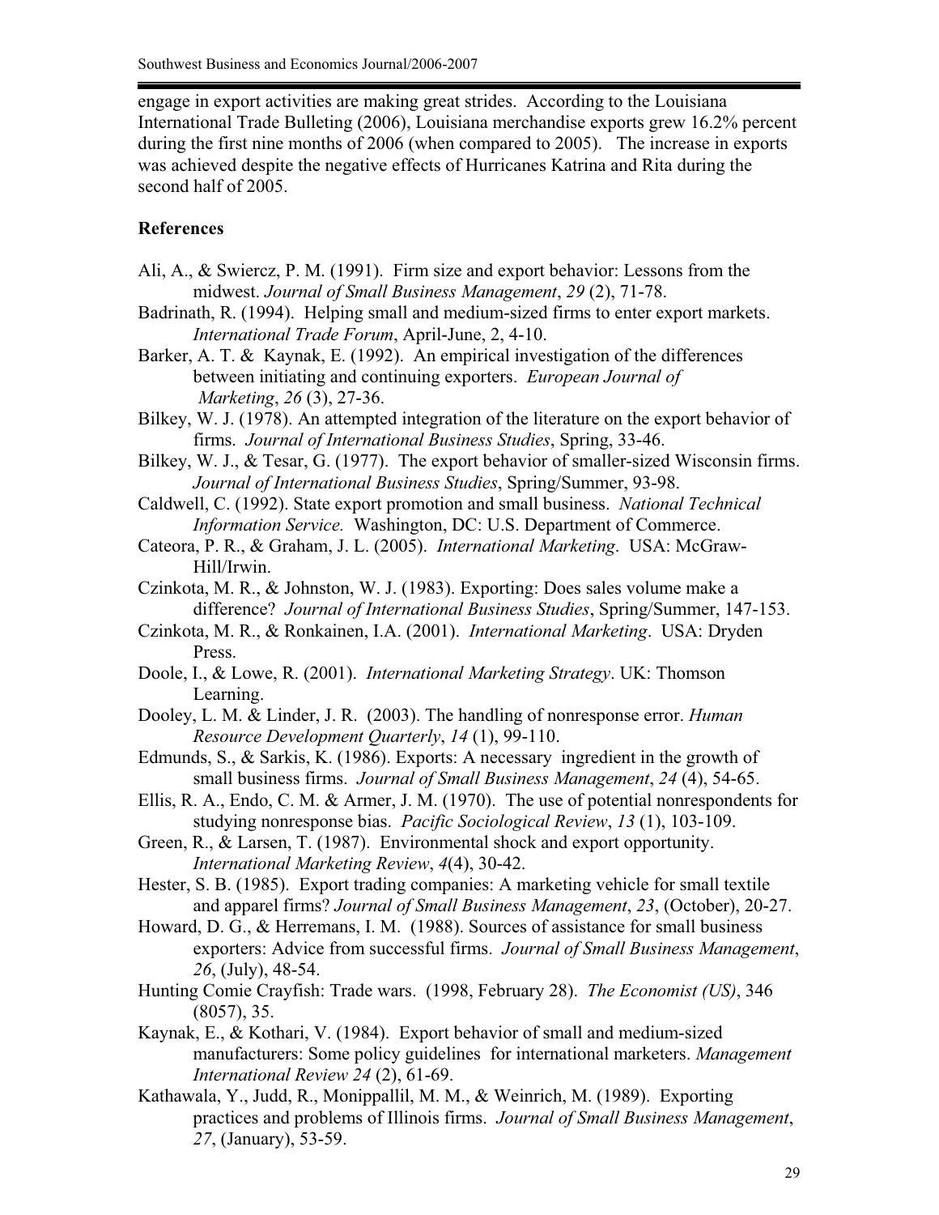engage in export activities are making great strides. According to the Louisiana International Trade Bulleting (2006), Louisiana merchandise exports grew 16.2% percent during the first nine months of 2006 (when compared to 2005). The increase in exports was achieved despite the negative effects of Hurricanes Katrina and Rita during the second half of 2005.

## References

Ali, A., & Swiercz, P. M. (1991). Firm size and export behavior: Lessons from the midwest. *Journal of Small Business Management*, *29* (2), 71-78.

Badrinath, R. (1994). Helping small and medium-sized firms to enter export markets. *International Trade Forum*, April-June, 2, 4-10.

Barker, A. T. & Kaynak, E. (1992). An empirical investigation of the differences between initiating and continuing exporters. *European Journal of Marketing*, *26* (3), 27-36.

Bilkey, W. J. (1978). An attempted integration of the literature on the export behavior of firms. *Journal of International Business Studies*, Spring, 33-46.

Bilkey, W. J., & Tesar, G. (1977). The export behavior of smaller-sized Wisconsin firms. *Journal of International Business Studies*, Spring/Summer, 93-98.

Caldwell, C. (1992). State export promotion and small business. *National Technical Information Service.* Washington, DC: U.S. Department of Commerce.

Cateora, P. R., & Graham, J. L. (2005). *International Marketing*. USA: McGraw-Hill/Irwin.

Czinkota, M. R., & Johnston, W. J. (1983). Exporting: Does sales volume make a difference? *Journal of International Business Studies*, Spring/Summer, 147-153.

Czinkota, M. R., & Ronkainen, I.A. (2001). *International Marketing*. USA: Dryden Press.

Doole, I., & Lowe, R. (2001). *International Marketing Strategy*. UK: Thomson Learning.

Dooley, L. M. & Linder, J. R. (2003). The handling of nonresponse error. *Human Resource Development Quarterly*, *14* (1), 99-110.

Edmunds, S., & Sarkis, K. (1986). Exports: A necessary ingredient in the growth of small business firms. *Journal of Small Business Management*, *24* (4), 54-65.

Ellis, R. A., Endo, C. M. & Armer, J. M. (1970). The use of potential nonrespondents for studying nonresponse bias. *Pacific Sociological Review*, *13* (1), 103-109.

Green, R., & Larsen, T. (1987). Environmental shock and export opportunity. *International Marketing Review*, *4*(4), 30-42.

Hester, S. B. (1985). Export trading companies: A marketing vehicle for small textile and apparel firms? *Journal of Small Business Management*, *23*, (October), 20-27.

Howard, D. G., & Herremans, I. M. (1988). Sources of assistance for small business exporters: Advice from successful firms. *Journal of Small Business Management*, *26*, (July), 48-54.

Hunting Comie Crayfish: Trade wars. (1998, February 28). *The Economist (US)*, 346 (8057), 35.

Kaynak, E., & Kothari, V. (1984). Export behavior of small and medium-sized manufacturers: Some policy guidelines for international marketers. *Management International Review 24* (2), 61-69.

Kathawala, Y., Judd, R., Monippallil, M. M., & Weinrich, M. (1989). Exporting practices and problems of Illinois firms. *Journal of Small Business Management*, *27*, (January), 53-59.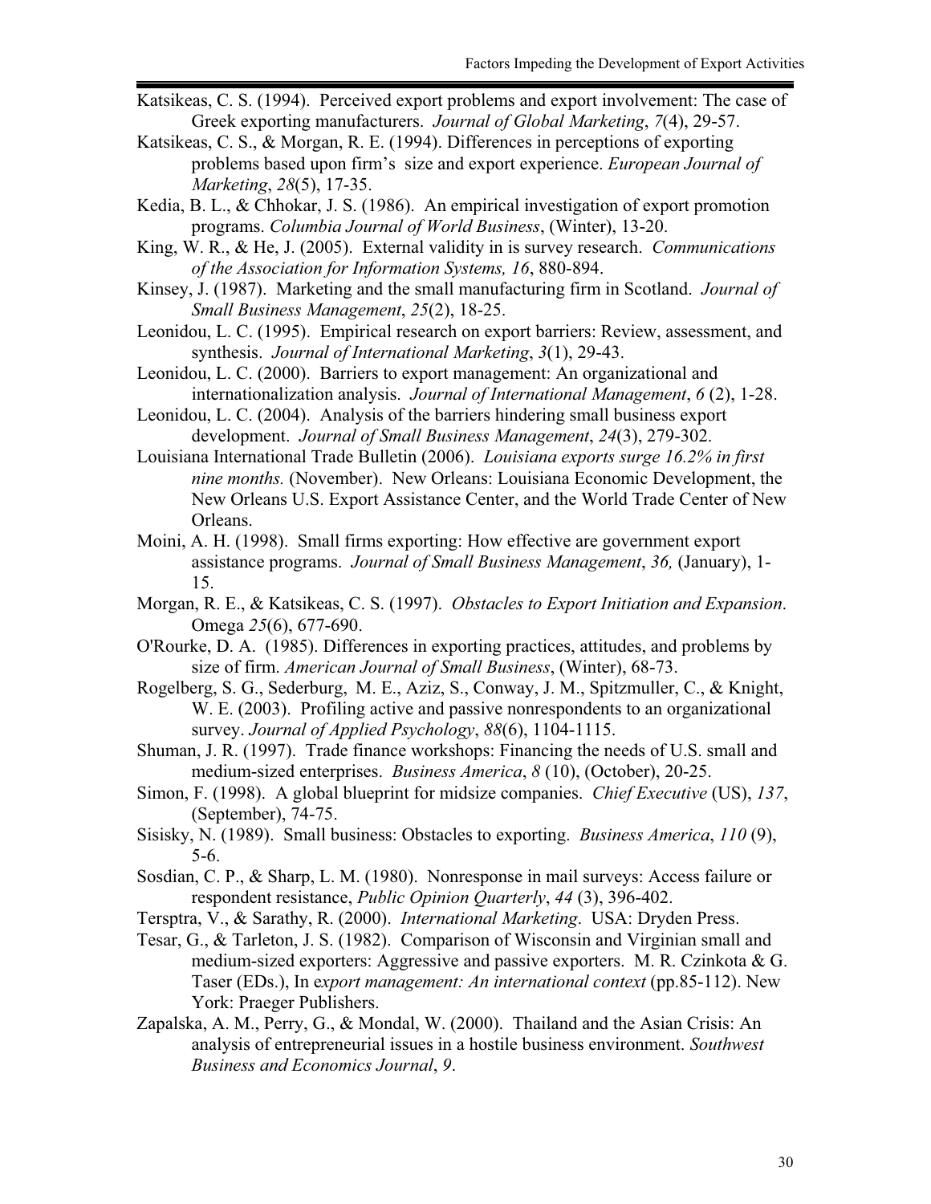Katsikeas, C. S. (1994). Perceived export problems and export involvement: The case of Greek exporting manufacturers. *Journal of Global Marketing*, *7*(4), 29-57.

Katsikeas, C. S., & Morgan, R. E. (1994). Differences in perceptions of exporting problems based upon firm's size and export experience. *European Journal of Marketing*, *28*(5), 17-35.

Kedia, B. L., & Chhokar, J. S. (1986). An empirical investigation of export promotion programs. *Columbia Journal of World Business*, (Winter), 13-20.

King, W. R., & He, J. (2005). External validity in is survey research. *Communications of the Association for Information Systems, 16*, 880-894.

Kinsey, J. (1987). Marketing and the small manufacturing firm in Scotland. *Journal of Small Business Management*, *25*(2), 18-25.

Leonidou, L. C. (1995). Empirical research on export barriers: Review, assessment, and synthesis. *Journal of International Marketing*, *3*(1), 29-43.

Leonidou, L. C. (2000). Barriers to export management: An organizational and internationalization analysis. *Journal of International Management*, *6* (2), 1-28.

Leonidou, L. C. (2004). Analysis of the barriers hindering small business export development. *Journal of Small Business Management*, *24*(3), 279-302.

Louisiana International Trade Bulletin (2006). *Louisiana exports surge 16.2% in first nine months.* (November). New Orleans: Louisiana Economic Development, the New Orleans U.S. Export Assistance Center, and the World Trade Center of New Orleans.

Moini, A. H. (1998). Small firms exporting: How effective are government export assistance programs. *Journal of Small Business Management*, *36,* (January), 1-15.

Morgan, R. E., & Katsikeas, C. S. (1997). *Obstacles to Export Initiation and Expansion*. Omega *25*(6), 677-690.

O'Rourke, D. A. (1985). Differences in exporting practices, attitudes, and problems by size of firm. *American Journal of Small Business*, (Winter), 68-73.

Rogelberg, S. G., Sederburg, M. E., Aziz, S., Conway, J. M., Spitzmuller, C., & Knight, W. E. (2003). Profiling active and passive nonrespondents to an organizational survey. *Journal of Applied Psychology*, *88*(6), 1104-1115.

Shuman, J. R. (1997). Trade finance workshops: Financing the needs of U.S. small and medium-sized enterprises. *Business America*, *8* (10), (October), 20-25.

Simon, F. (1998). A global blueprint for midsize companies. *Chief Executive* (US), *137*, (September), 74-75.

Sisisky, N. (1989). Small business: Obstacles to exporting. *Business America*, *110* (9), 5-6.

Sosdian, C. P., & Sharp, L. M. (1980). Nonresponse in mail surveys: Access failure or respondent resistance, *Public Opinion Quarterly*, *44* (3), 396-402.

Tersptra, V., & Sarathy, R. (2000). *International Marketing*. USA: Dryden Press.

Tesar, G., & Tarleton, J. S. (1982). Comparison of Wisconsin and Virginian small and medium-sized exporters: Aggressive and passive exporters. M. R. Czinkota & G. Taser (EDs.), In e*xport management: An international context* (pp.85-112). New York: Praeger Publishers.

Zapalska, A. M., Perry, G., & Mondal, W. (2000). Thailand and the Asian Crisis: An analysis of entrepreneurial issues in a hostile business environment. *Southwest Business and Economics Journal*, *9*.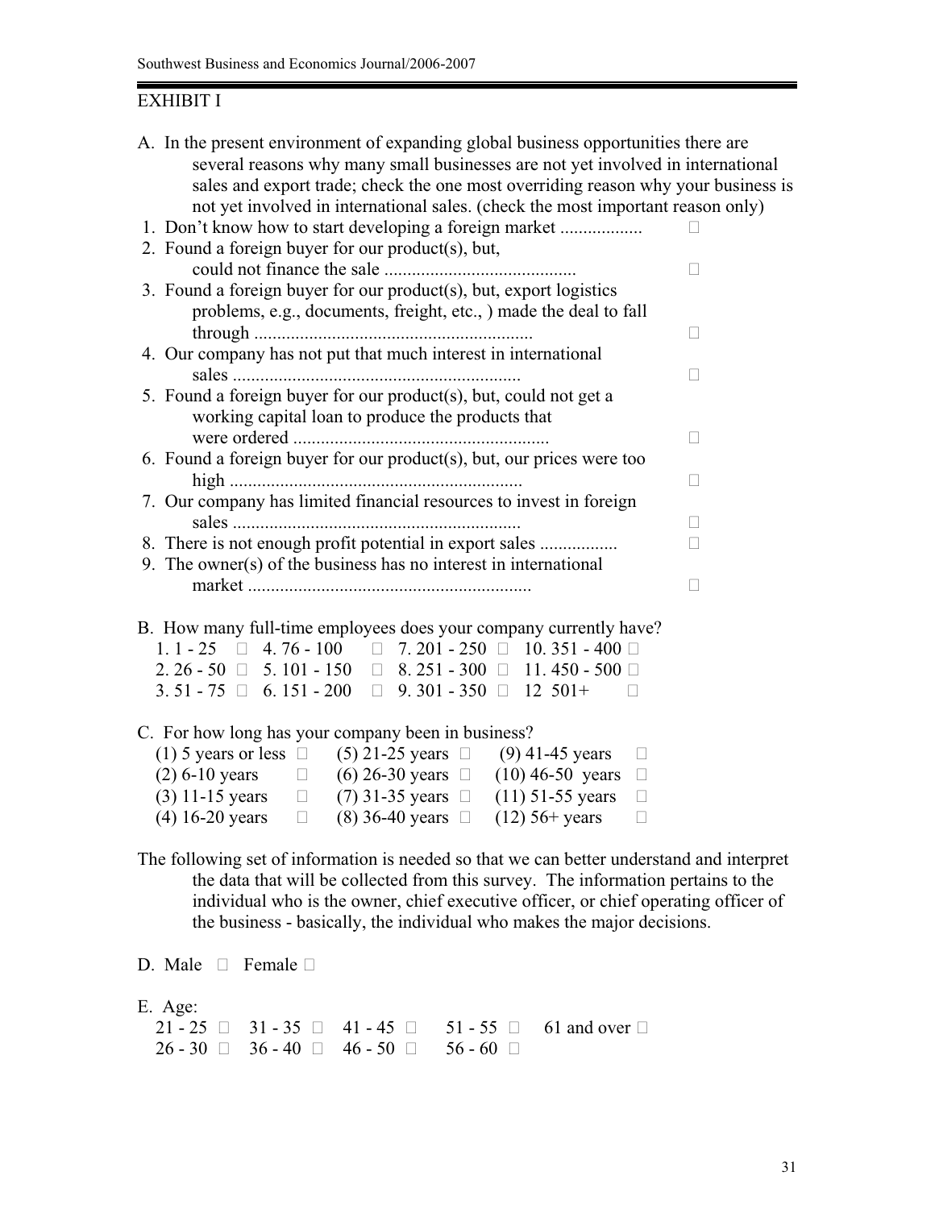## EXHIBIT I

A. In the present environment of expanding global business opportunities there are several reasons why many small businesses are not yet involved in international sales and export trade; check the one most overriding reason why your business is not yet involved in international sales. (check the most important reason only)

1. Don't know how to start developing a foreign market .................. □
2. Found a foreign buyer for our product(s), but, could not finance the sale .......................................... □
3. Found a foreign buyer for our product(s), but, export logistics problems, e.g., documents, freight, etc., ) made the deal to fall through ............................................................ □
4. Our company has not put that much interest in international sales .............................................................. □
5. Found a foreign buyer for our product(s), but, could not get a working capital loan to produce the products that were ordered ....................................................... □
6. Found a foreign buyer for our product(s), but, our prices were too high ................................................................ □
7. Our company has limited financial resources to invest in foreign sales .............................................................. □
8. There is not enough profit potential in export sales ................. □
9. The owner(s) of the business has no interest in international market ............................................................. □

B. How many full-time employees does your company currently have?

| | | | |
|---|---|---|---|
| 1. 1 - 25 □ | 4. 76 - 100 □ | 7. 201 - 250 □ | 10. 351 - 400 □ |
| 2. 26 - 50 □ | 5. 101 - 150 □ | 8. 251 - 300 □ | 11. 450 - 500 □ |
| 3. 51 - 75 □ | 6. 151 - 200 □ | 9. 301 - 350 □ | 12 501+ □ |

C. For how long has your company been in business?

| | | |
|---|---|---|
| (1) 5 years or less □ | (5) 21-25 years □ | (9) 41-45 years □ |
| (2) 6-10 years □ | (6) 26-30 years □ | (10) 46-50 years □ |
| (3) 11-15 years □ | (7) 31-35 years □ | (11) 51-55 years □ |
| (4) 16-20 years □ | (8) 36-40 years □ | (12) 56+ years □ |

The following set of information is needed so that we can better understand and interpret the data that will be collected from this survey. The information pertains to the individual who is the owner, chief executive officer, or chief operating officer of the business - basically, the individual who makes the major decisions.

D. Male □ Female □

E. Age:

| | | | | |
|---|---|---|---|---|
| 21 - 25 □ | 31 - 35 □ | 41 - 45 □ | 51 - 55 □ | 61 and over □ |
| 26 - 30 □ | 36 - 40 □ | 46 - 50 □ | 56 - 60 □ | |